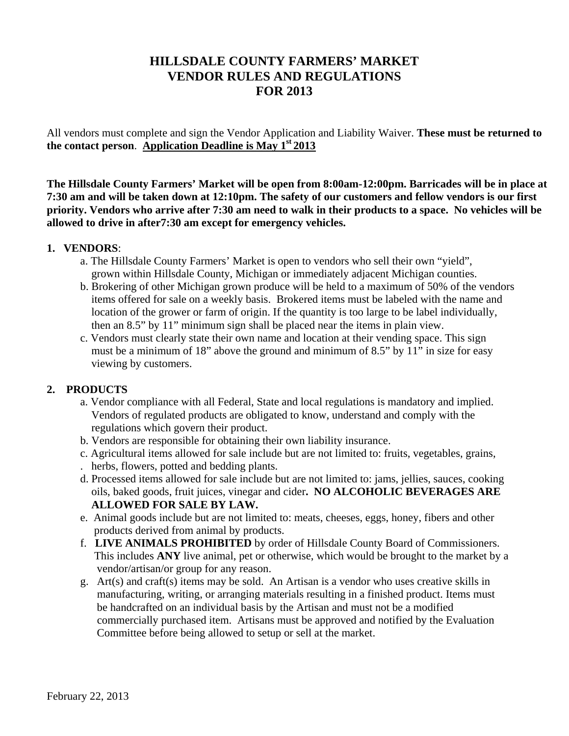# HILLSDALE COUNTY FARMERS' MARKET
# VENDOR RULES AND REGULATIONS
# FOR 2013

All vendors must complete and sign the Vendor Application and Liability Waiver. **These must be returned to the contact person**. **<u>Application Deadline is May 1st 2013</u>**

**The Hillsdale County Farmers' Market will be open from 8:00am-12:00pm. Barricades will be in place at 7:30 am and will be taken down at 12:10pm. The safety of our customers and fellow vendors is our first priority. Vendors who arrive after 7:30 am need to walk in their products to a space. No vehicles will be allowed to drive in after7:30 am except for emergency vehicles.**

1. **VENDORS**:
   a. The Hillsdale County Farmers' Market is open to vendors who sell their own "yield", grown within Hillsdale County, Michigan or immediately adjacent Michigan counties.
   b. Brokering of other Michigan grown produce will be held to a maximum of 50% of the vendors items offered for sale on a weekly basis. Brokered items must be labeled with the name and location of the grower or farm of origin. If the quantity is too large to be label individually, then an 8.5" by 11" minimum sign shall be placed near the items in plain view.
   c. Vendors must clearly state their own name and location at their vending space. This sign must be a minimum of 18" above the ground and minimum of 8.5" by 11" in size for easy viewing by customers.

2. **PRODUCTS**
   a. Vendor compliance with all Federal, State and local regulations is mandatory and implied. Vendors of regulated products are obligated to know, understand and comply with the regulations which govern their product.
   b. Vendors are responsible for obtaining their own liability insurance.
   c. Agricultural items allowed for sale include but are not limited to: fruits, vegetables, grains, herbs, flowers, potted and bedding plants.
   d. Processed items allowed for sale include but are not limited to: jams, jellies, sauces, cooking oils, baked goods, fruit juices, vinegar and cider**. NO ALCOHOLIC BEVERAGES ARE ALLOWED FOR SALE BY LAW.**
   e. Animal goods include but are not limited to: meats, cheeses, eggs, honey, fibers and other products derived from animal by products.
   f. **LIVE ANIMALS PROHIBITED** by order of Hillsdale County Board of Commissioners. This includes **ANY** live animal, pet or otherwise, which would be brought to the market by a vendor/artisan/or group for any reason.
   g. Art(s) and craft(s) items may be sold. An Artisan is a vendor who uses creative skills in manufacturing, writing, or arranging materials resulting in a finished product. Items must be handcrafted on an individual basis by the Artisan and must not be a modified commercially purchased item. Artisans must be approved and notified by the Evaluation Committee before being allowed to setup or sell at the market.

February 22, 2013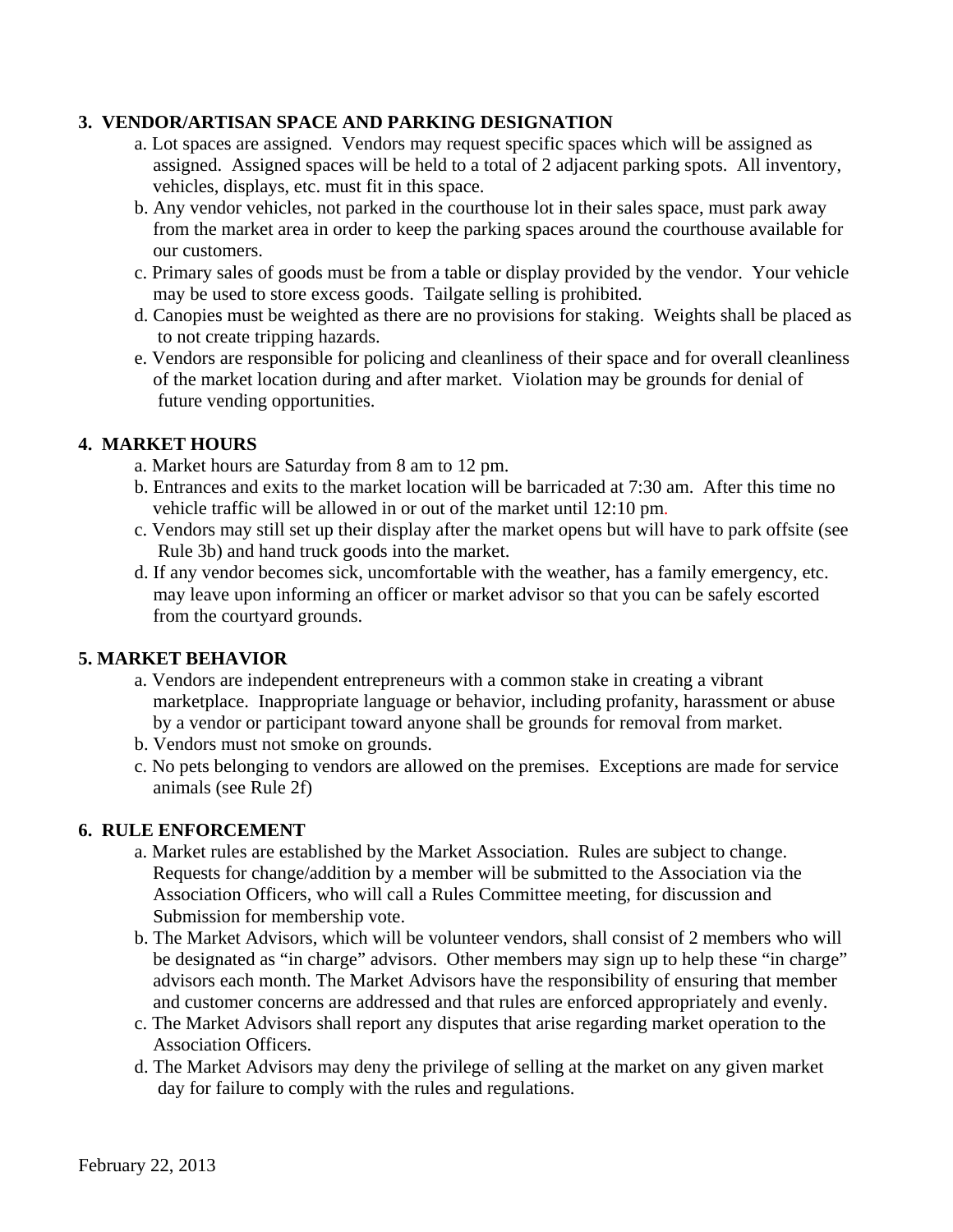**3. VENDOR/ARTISAN SPACE AND PARKING DESIGNATION**

a. Lot spaces are assigned. Vendors may request specific spaces which will be assigned as assigned. Assigned spaces will be held to a total of 2 adjacent parking spots. All inventory, vehicles, displays, etc. must fit in this space.

b. Any vendor vehicles, not parked in the courthouse lot in their sales space, must park away from the market area in order to keep the parking spaces around the courthouse available for our customers.

c. Primary sales of goods must be from a table or display provided by the vendor. Your vehicle may be used to store excess goods. Tailgate selling is prohibited.

d. Canopies must be weighted as there are no provisions for staking. Weights shall be placed as to not create tripping hazards.

e. Vendors are responsible for policing and cleanliness of their space and for overall cleanliness of the market location during and after market. Violation may be grounds for denial of future vending opportunities.

**4. MARKET HOURS**

a. Market hours are Saturday from 8 am to 12 pm.

b. Entrances and exits to the market location will be barricaded at 7:30 am. After this time no vehicle traffic will be allowed in or out of the market until 12:10 pm.

c. Vendors may still set up their display after the market opens but will have to park offsite (see Rule 3b) and hand truck goods into the market.

d. If any vendor becomes sick, uncomfortable with the weather, has a family emergency, etc. may leave upon informing an officer or market advisor so that you can be safely escorted from the courtyard grounds.

**5. MARKET BEHAVIOR**

a. Vendors are independent entrepreneurs with a common stake in creating a vibrant marketplace. Inappropriate language or behavior, including profanity, harassment or abuse by a vendor or participant toward anyone shall be grounds for removal from market.

b. Vendors must not smoke on grounds.

c. No pets belonging to vendors are allowed on the premises. Exceptions are made for service animals (see Rule 2f)

**6. RULE ENFORCEMENT**

a. Market rules are established by the Market Association. Rules are subject to change. Requests for change/addition by a member will be submitted to the Association via the Association Officers, who will call a Rules Committee meeting, for discussion and Submission for membership vote.

b. The Market Advisors, which will be volunteer vendors, shall consist of 2 members who will be designated as "in charge" advisors. Other members may sign up to help these "in charge" advisors each month. The Market Advisors have the responsibility of ensuring that member and customer concerns are addressed and that rules are enforced appropriately and evenly.

c. The Market Advisors shall report any disputes that arise regarding market operation to the Association Officers.

d. The Market Advisors may deny the privilege of selling at the market on any given market day for failure to comply with the rules and regulations.

February 22, 2013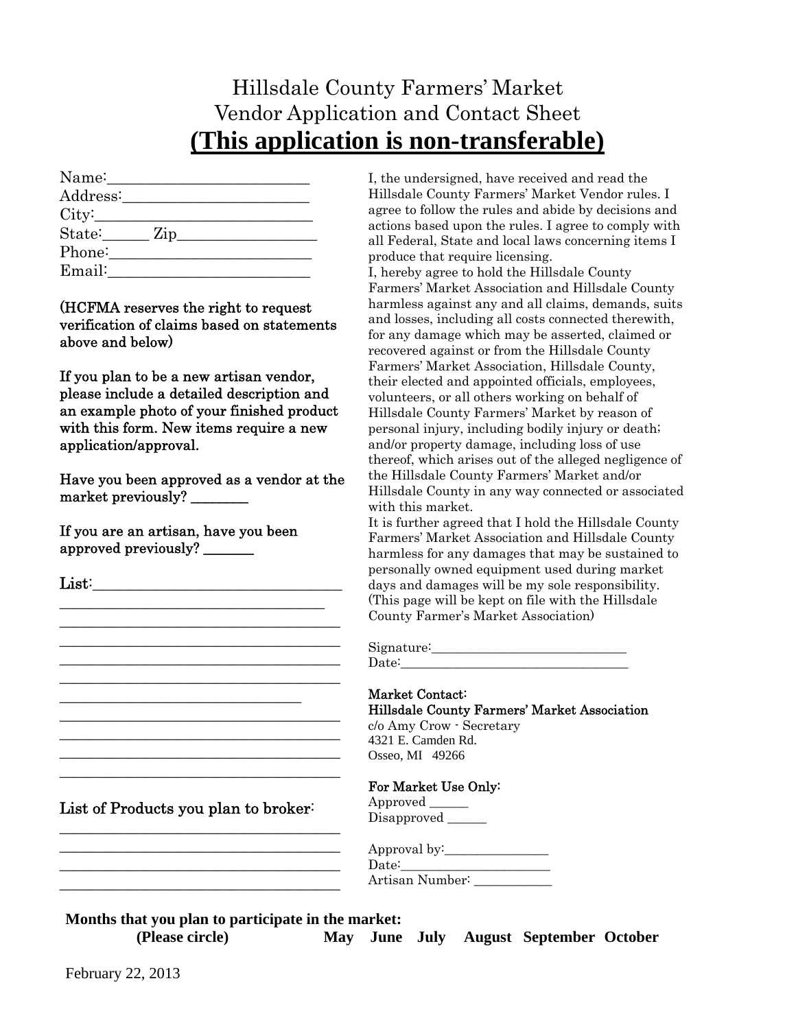# Hillsdale County Farmers' Market
## Vendor Application and Contact Sheet
## **(This application is non-transferable)**

Name:_________________________
Address:_______________________
City:__________________________
State:______ Zip_________________
Phone:_________________________
Email:_________________________

**(HCFMA reserves the right to request verification of claims based on statements above and below)**

**If you plan to be a new artisan vendor, please include a detailed description and an example photo of your finished product with this form. New items require a new application/approval.**

**Have you been approved as a vendor at the market previously? ________**

**If you are an artisan, have you been approved previously? _______**

**List:**_________________________________
_________________________________
_________________________________
_________________________________
_________________________________
_________________________________
_________________________________
_________________________________
_________________________________
_________________________________
_________________________________

List of Products you plan to broker:
_________________________________
_________________________________
_________________________________
_________________________________

I, the undersigned, have received and read the Hillsdale County Farmers' Market Vendor rules. I agree to follow the rules and abide by decisions and actions based upon the rules. I agree to comply with all Federal, State and local laws concerning items I produce that require licensing.
I, hereby agree to hold the Hillsdale County Farmers' Market Association and Hillsdale County harmless against any and all claims, demands, suits and losses, including all costs connected therewith, for any damage which may be asserted, claimed or recovered against or from the Hillsdale County Farmers' Market Association, Hillsdale County, their elected and appointed officials, employees, volunteers, or all others working on behalf of Hillsdale County Farmers' Market by reason of personal injury, including bodily injury or death; and/or property damage, including loss of use thereof, which arises out of the alleged negligence of the Hillsdale County Farmers' Market and/or Hillsdale County in any way connected or associated with this market.
It is further agreed that I hold the Hillsdale County Farmers' Market Association and Hillsdale County harmless for any damages that may be sustained to personally owned equipment used during market days and damages will be my sole responsibility. (This page will be kept on file with the Hillsdale County Farmer's Market Association)

Signature:_____________________________
Date:__________________________________

**Market Contact:**
**Hillsdale County Farmers' Market Association**
c/o Amy Crow - Secretary
4321 E. Camden Rd.
Osseo, MI 49266

**For Market Use Only:**
Approved ______
Disapproved ______

Approval by:________________
Date:______________________
Artisan Number: ___________

**Months that you plan to participate in the market:**
**(Please circle)** **May June July August September October**

February 22, 2013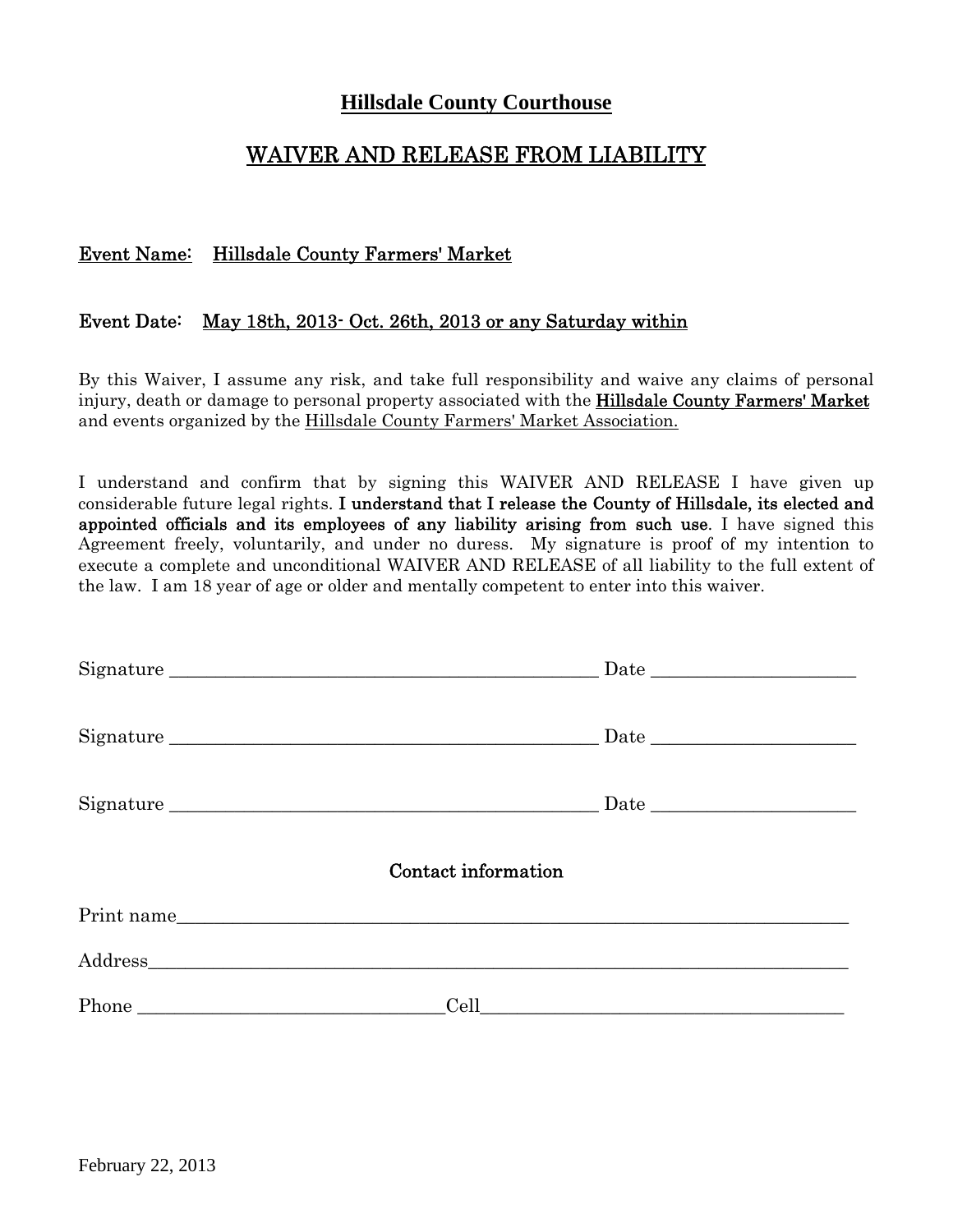## Hillsdale County Courthouse

## WAIVER AND RELEASE FROM LIABILITY

Event Name: Hillsdale County Farmers' Market

Event Date: May 18th, 2013- Oct. 26th, 2013 or any Saturday within

By this Waiver, I assume any risk, and take full responsibility and waive any claims of personal injury, death or damage to personal property associated with the **Hillsdale County Farmers' Market** and events organized by the Hillsdale County Farmers' Market Association.

I understand and confirm that by signing this WAIVER AND RELEASE I have given up considerable future legal rights. **I understand that I release the County of Hillsdale, its elected and appointed officials and its employees of any liability arising from such use**. I have signed this Agreement freely, voluntarily, and under no duress. My signature is proof of my intention to execute a complete and unconditional WAIVER AND RELEASE of all liability to the full extent of the law. I am 18 year of age or older and mentally competent to enter into this waiver.

Signature _______________________________________________ Date _____________________

Signature _______________________________________________ Date _____________________

Signature _______________________________________________ Date _____________________

### Contact information

Print name___________________________________________________________________________

Address_____________________________________________________________________________

Phone _________________________________Cell_______________________________________

February 22, 2013